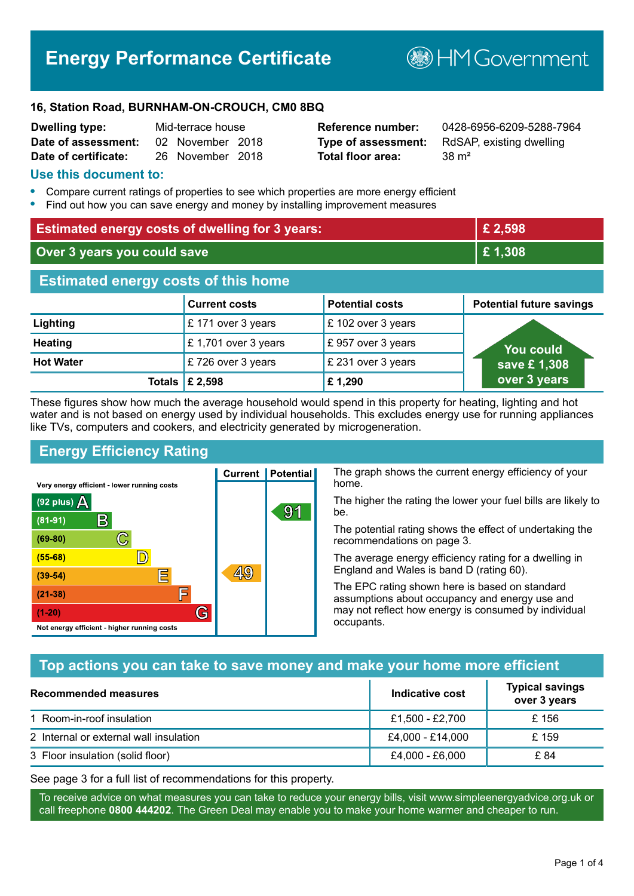# Energy Performance Certificate

HM Government

**16, Station Road, BURNHAM-ON-CROUCH, CM0 8BQ**

| | | | |
|---|---|---|---|
| **Dwelling type:** | Mid-terrace house | **Reference number:** | 0428-6956-6209-5288-7964 |
| **Date of assessment:** | 02 November 2018 | **Type of assessment:** | RdSAP, existing dwelling |
| **Date of certificate:** | 26 November 2018 | **Total floor area:** | 38 m² |

## Use this document to:

- Compare current ratings of properties to see which properties are more energy efficient
- Find out how you can save energy and money by installing improvement measures

| | |
|---|---|
| **Estimated energy costs of dwelling for 3 years:** | **£ 2,598** |
| **Over 3 years you could save** | **£ 1,308** |

## Estimated energy costs of this home

| | Current costs | Potential costs | Potential future savings |
|---|---|---|---|
| **Lighting** | £ 171 over 3 years | £ 102 over 3 years | You could save £ 1,308 over 3 years |
| **Heating** | £ 1,701 over 3 years | £ 957 over 3 years | |
| **Hot Water** | £ 726 over 3 years | £ 231 over 3 years | |
| **Totals** | **£ 2,598** | **£ 1,290** | |

These figures show how much the average household would spend in this property for heating, lighting and hot water and is not based on energy used by individual households. This excludes energy use for running appliances like TVs, computers and cookers, and electricity generated by microgeneration.

## Energy Efficiency Rating

| Rating | Current | Potential |
|---|---|---|
| Very energy efficient - lower running costs | | |
| (92 plus) A | | |
| (81-91) B | | 91 |
| (69-80) C | | |
| (55-68) D | | |
| (39-54) E | 49 | |
| (21-38) F | | |
| (1-20) G | | |
| Not energy efficient - higher running costs | | |

The graph shows the current energy efficiency of your home.

The higher the rating the lower your fuel bills are likely to be.

The potential rating shows the effect of undertaking the recommendations on page 3.

The average energy efficiency rating for a dwelling in England and Wales is band D (rating 60).

The EPC rating shown here is based on standard assumptions about occupancy and energy use and may not reflect how energy is consumed by individual occupants.

## Top actions you can take to save money and make your home more efficient

| Recommended measures | Indicative cost | Typical savings over 3 years |
|---|---|---|
| 1 Room-in-roof insulation | £1,500 - £2,700 | £ 156 |
| 2 Internal or external wall insulation | £4,000 - £14,000 | £ 159 |
| 3 Floor insulation (solid floor) | £4,000 - £6,000 | £ 84 |

See page 3 for a full list of recommendations for this property.

To receive advice on what measures you can take to reduce your energy bills, visit www.simpleenergyadvice.org.uk or call freephone **0800 444202**. The Green Deal may enable you to make your home warmer and cheaper to run.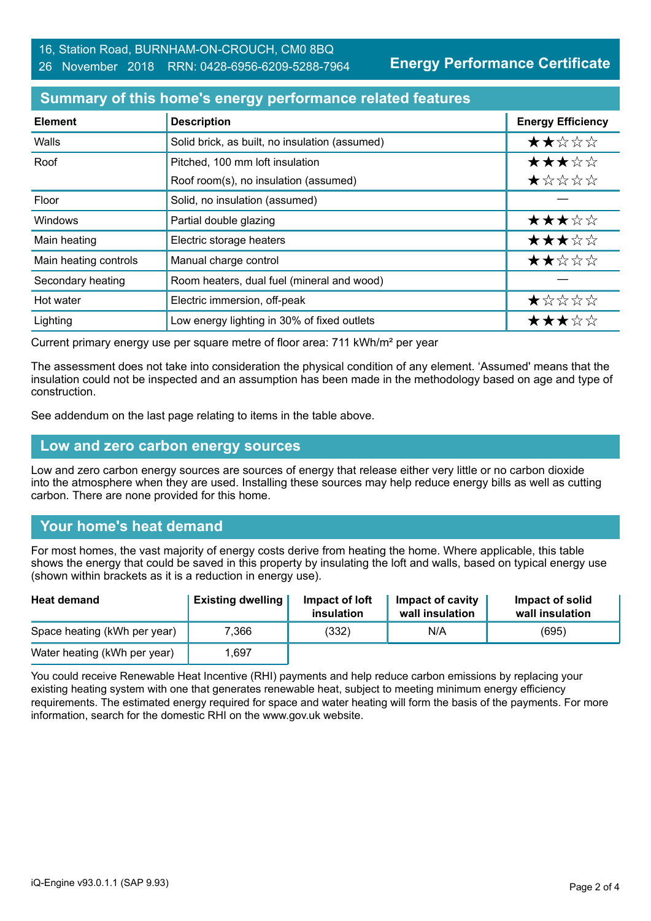16, Station Road, BURNHAM-ON-CROUCH, CM0 8BQ
26 November 2018 RRN: 0428-6956-6209-5288-7964

**Energy Performance Certificate**

## Summary of this home's energy performance related features

| Element | Description | Energy Efficiency |
|---|---|---|
| Walls | Solid brick, as built, no insulation (assumed) | ★★☆☆☆ |
| Roof | Pitched, 100 mm loft insulation | ★★★☆☆ |
| | Roof room(s), no insulation (assumed) | ★☆☆☆☆ |
| Floor | Solid, no insulation (assumed) | — |
| Windows | Partial double glazing | ★★★☆☆ |
| Main heating | Electric storage heaters | ★★★☆☆ |
| Main heating controls | Manual charge control | ★★☆☆☆ |
| Secondary heating | Room heaters, dual fuel (mineral and wood) | — |
| Hot water | Electric immersion, off-peak | ★☆☆☆☆ |
| Lighting | Low energy lighting in 30% of fixed outlets | ★★★☆☆ |

Current primary energy use per square metre of floor area: 711 kWh/m² per year

The assessment does not take into consideration the physical condition of any element. 'Assumed' means that the insulation could not be inspected and an assumption has been made in the methodology based on age and type of construction.

See addendum on the last page relating to items in the table above.

## Low and zero carbon energy sources

Low and zero carbon energy sources are sources of energy that release either very little or no carbon dioxide into the atmosphere when they are used. Installing these sources may help reduce energy bills as well as cutting carbon. There are none provided for this home.

## Your home's heat demand

For most homes, the vast majority of energy costs derive from heating the home. Where applicable, this table shows the energy that could be saved in this property by insulating the loft and walls, based on typical energy use (shown within brackets as it is a reduction in energy use).

| Heat demand | Existing dwelling | Impact of loft insulation | Impact of cavity wall insulation | Impact of solid wall insulation |
|---|---|---|---|---|
| Space heating (kWh per year) | 7,366 | (332) | N/A | (695) |
| Water heating (kWh per year) | 1,697 | | | |

You could receive Renewable Heat Incentive (RHI) payments and help reduce carbon emissions by replacing your existing heating system with one that generates renewable heat, subject to meeting minimum energy efficiency requirements. The estimated energy required for space and water heating will form the basis of the payments. For more information, search for the domestic RHI on the www.gov.uk website.

iQ-Engine v93.0.1.1 (SAP 9.93)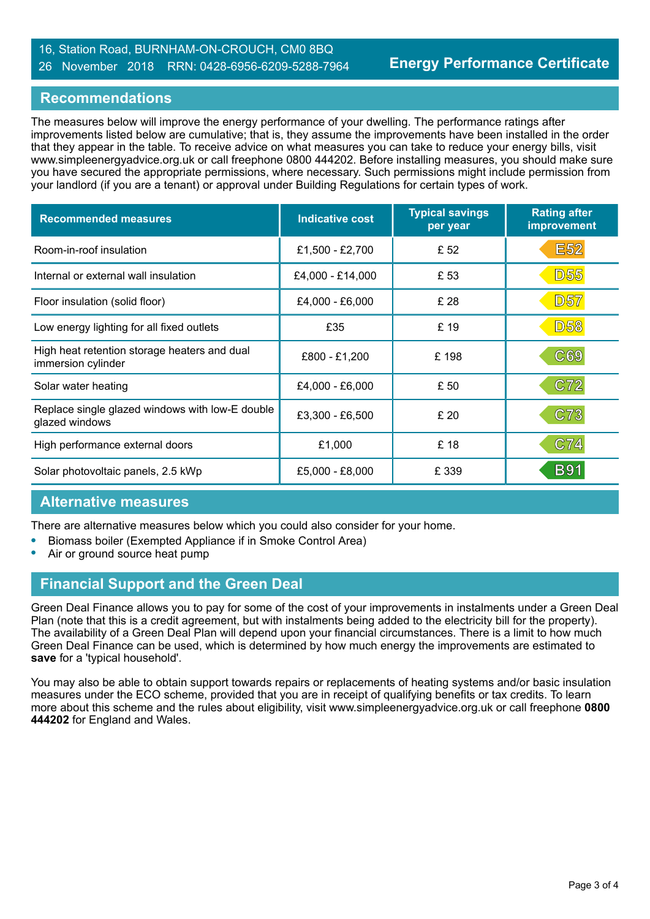16, Station Road, BURNHAM-ON-CROUCH, CM0 8BQ
26 November 2018 RRN: 0428-6956-6209-5288-7964

**Energy Performance Certificate**

## Recommendations

The measures below will improve the energy performance of your dwelling. The performance ratings after improvements listed below are cumulative; that is, they assume the improvements have been installed in the order that they appear in the table. To receive advice on what measures you can take to reduce your energy bills, visit www.simpleenergyadvice.org.uk or call freephone 0800 444202. Before installing measures, you should make sure you have secured the appropriate permissions, where necessary. Such permissions might include permission from your landlord (if you are a tenant) or approval under Building Regulations for certain types of work.

| Recommended measures | Indicative cost | Typical savings per year | Rating after improvement |
|---|---|---|---|
| Room-in-roof insulation | £1,500 - £2,700 | £ 52 | E52 |
| Internal or external wall insulation | £4,000 - £14,000 | £ 53 | D55 |
| Floor insulation (solid floor) | £4,000 - £6,000 | £ 28 | D57 |
| Low energy lighting for all fixed outlets | £35 | £ 19 | D58 |
| High heat retention storage heaters and dual immersion cylinder | £800 - £1,200 | £ 198 | C69 |
| Solar water heating | £4,000 - £6,000 | £ 50 | C72 |
| Replace single glazed windows with low-E double glazed windows | £3,300 - £6,500 | £ 20 | C73 |
| High performance external doors | £1,000 | £ 18 | C74 |
| Solar photovoltaic panels, 2.5 kWp | £5,000 - £8,000 | £ 339 | B91 |

## Alternative measures

There are alternative measures below which you could also consider for your home.

- Biomass boiler (Exempted Appliance if in Smoke Control Area)
- Air or ground source heat pump

## Financial Support and the Green Deal

Green Deal Finance allows you to pay for some of the cost of your improvements in instalments under a Green Deal Plan (note that this is a credit agreement, but with instalments being added to the electricity bill for the property). The availability of a Green Deal Plan will depend upon your financial circumstances. There is a limit to how much Green Deal Finance can be used, which is determined by how much energy the improvements are estimated to **save** for a 'typical household'.

You may also be able to obtain support towards repairs or replacements of heating systems and/or basic insulation measures under the ECO scheme, provided that you are in receipt of qualifying benefits or tax credits. To learn more about this scheme and the rules about eligibility, visit www.simpleenergyadvice.org.uk or call freephone **0800 444202** for England and Wales.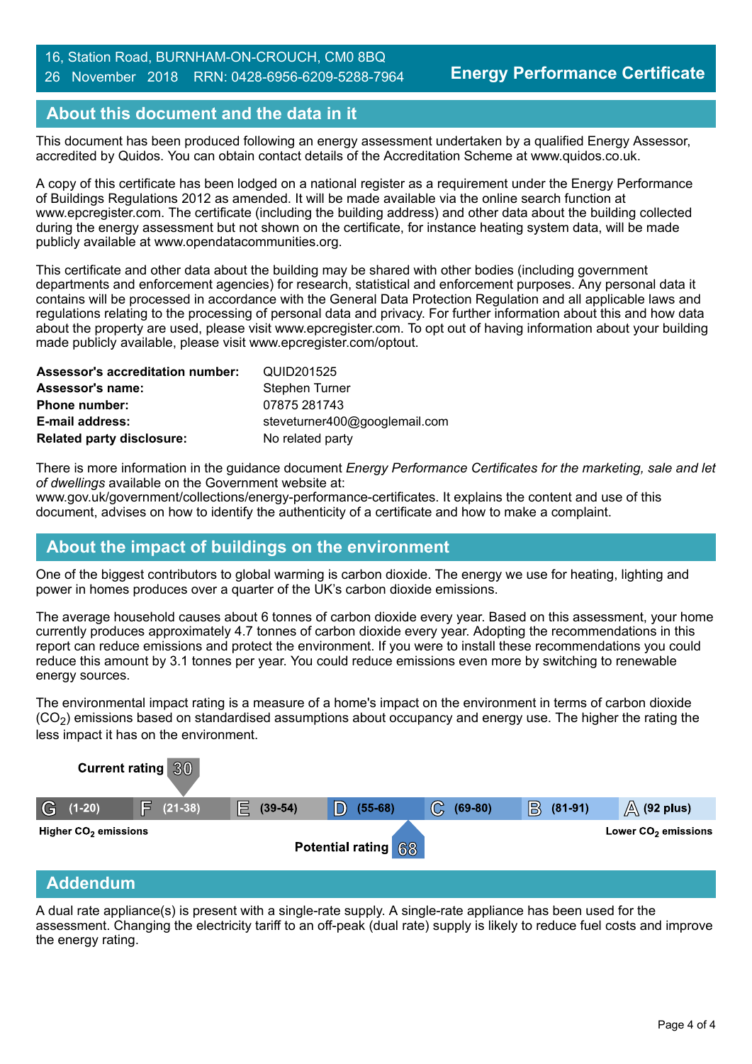16, Station Road, BURNHAM-ON-CROUCH, CM0 8BQ
26 November 2018 RRN: 0428-6956-6209-5288-7964

**Energy Performance Certificate**

## About this document and the data in it

This document has been produced following an energy assessment undertaken by a qualified Energy Assessor, accredited by Quidos. You can obtain contact details of the Accreditation Scheme at www.quidos.co.uk.

A copy of this certificate has been lodged on a national register as a requirement under the Energy Performance of Buildings Regulations 2012 as amended. It will be made available via the online search function at www.epcregister.com. The certificate (including the building address) and other data about the building collected during the energy assessment but not shown on the certificate, for instance heating system data, will be made publicly available at www.opendatacommunities.org.

This certificate and other data about the building may be shared with other bodies (including government departments and enforcement agencies) for research, statistical and enforcement purposes. Any personal data it contains will be processed in accordance with the General Data Protection Regulation and all applicable laws and regulations relating to the processing of personal data and privacy. For further information about this and how data about the property are used, please visit www.epcregister.com. To opt out of having information about your building made publicly available, please visit www.epcregister.com/optout.

| | |
|---|---|
| **Assessor's accreditation number:** | QUID201525 |
| **Assessor's name:** | Stephen Turner |
| **Phone number:** | 07875 281743 |
| **E-mail address:** | steveturner400@googlemail.com |
| **Related party disclosure:** | No related party |

There is more information in the guidance document *Energy Performance Certificates for the marketing, sale and let of dwellings* available on the Government website at: www.gov.uk/government/collections/energy-performance-certificates. It explains the content and use of this document, advises on how to identify the authenticity of a certificate and how to make a complaint.

## About the impact of buildings on the environment

One of the biggest contributors to global warming is carbon dioxide. The energy we use for heating, lighting and power in homes produces over a quarter of the UK's carbon dioxide emissions.

The average household causes about 6 tonnes of carbon dioxide every year. Based on this assessment, your home currently produces approximately 4.7 tonnes of carbon dioxide every year. Adopting the recommendations in this report can reduce emissions and protect the environment. If you were to install these recommendations you could reduce this amount by 3.1 tonnes per year. You could reduce emissions even more by switching to renewable energy sources.

The environmental impact rating is a measure of a home's impact on the environment in terms of carbon dioxide ($CO_2$) emissions based on standardised assumptions about occupancy and energy use. The higher the rating the less impact it has on the environment.

Current rating 30

G (1-20) F (21-38) E (39-54) D (55-68) C (69-80) B (81-91) A (92 plus)

Higher $CO_2$ emissions

Lower $CO_2$ emissions

Potential rating 68

## Addendum

A dual rate appliance(s) is present with a single-rate supply. A single-rate appliance has been used for the assessment. Changing the electricity tariff to an off-peak (dual rate) supply is likely to reduce fuel costs and improve the energy rating.